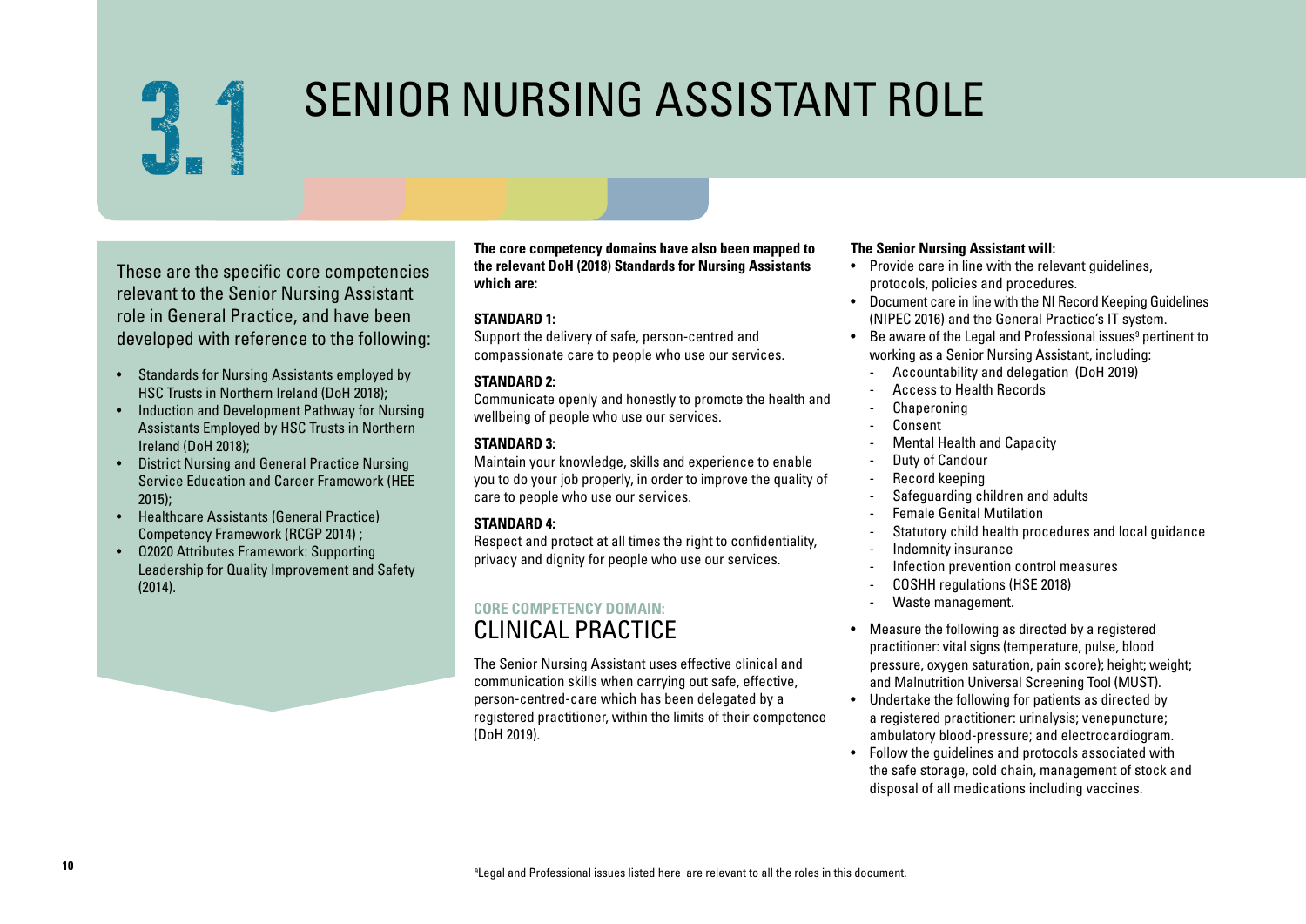# 3.1 SENIOR NURSING ASSISTANT ROLE

These are the specific core competencies relevant to the Senior Nursing Assistant role in General Practice, and have been developed with reference to the following:

- Standards for Nursing Assistants employed by HSC Trusts in Northern Ireland (DoH 2018);
- Induction and Development Pathway for Nursing Assistants Employed by HSC Trusts in Northern Ireland (DoH 2018);
- District Nursing and General Practice Nursing Service Education and Career Framework (HEE 2015);
- Healthcare Assistants (General Practice) Competency Framework (RCGP 2014) ;
- Q2020 Attributes Framework: Supporting Leadership for Quality Improvement and Safety (2014).

**The core competency domains have also been mapped to the relevant DoH (2018) Standards for Nursing Assistants which are:**

**STANDARD 1:**
Support the delivery of safe, person-centred and compassionate care to people who use our services.

**STANDARD 2:**
Communicate openly and honestly to promote the health and wellbeing of people who use our services.

**STANDARD 3:**
Maintain your knowledge, skills and experience to enable you to do your job properly, in order to improve the quality of care to people who use our services.

**STANDARD 4:**
Respect and protect at all times the right to confidentiality, privacy and dignity for people who use our services.

## CORE COMPETENCY DOMAIN: CLINICAL PRACTICE

The Senior Nursing Assistant uses effective clinical and communication skills when carrying out safe, effective, person-centred-care which has been delegated by a registered practitioner, within the limits of their competence (DoH 2019).

**The Senior Nursing Assistant will:**

- Provide care in line with the relevant guidelines, protocols, policies and procedures.
- Document care in line with the NI Record Keeping Guidelines (NIPEC 2016) and the General Practice's IT system.
- Be aware of the Legal and Professional issues[9] pertinent to working as a Senior Nursing Assistant, including:
  - Accountability and delegation (DoH 2019)
  - Access to Health Records
  - Chaperoning
  - Consent
  - Mental Health and Capacity
  - Duty of Candour
  - Record keeping
  - Safeguarding children and adults
  - Female Genital Mutilation
  - Statutory child health procedures and local guidance
  - Indemnity insurance
  - Infection prevention control measures
  - COSHH regulations (HSE 2018)
  - Waste management.
- Measure the following as directed by a registered practitioner: vital signs (temperature, pulse, blood pressure, oxygen saturation, pain score); height; weight; and Malnutrition Universal Screening Tool (MUST).
- Undertake the following for patients as directed by a registered practitioner: urinalysis; venepuncture; ambulatory blood-pressure; and electrocardiogram.
- Follow the guidelines and protocols associated with the safe storage, cold chain, management of stock and disposal of all medications including vaccines.

[9] Legal and Professional issues listed here are relevant to all the roles in this document.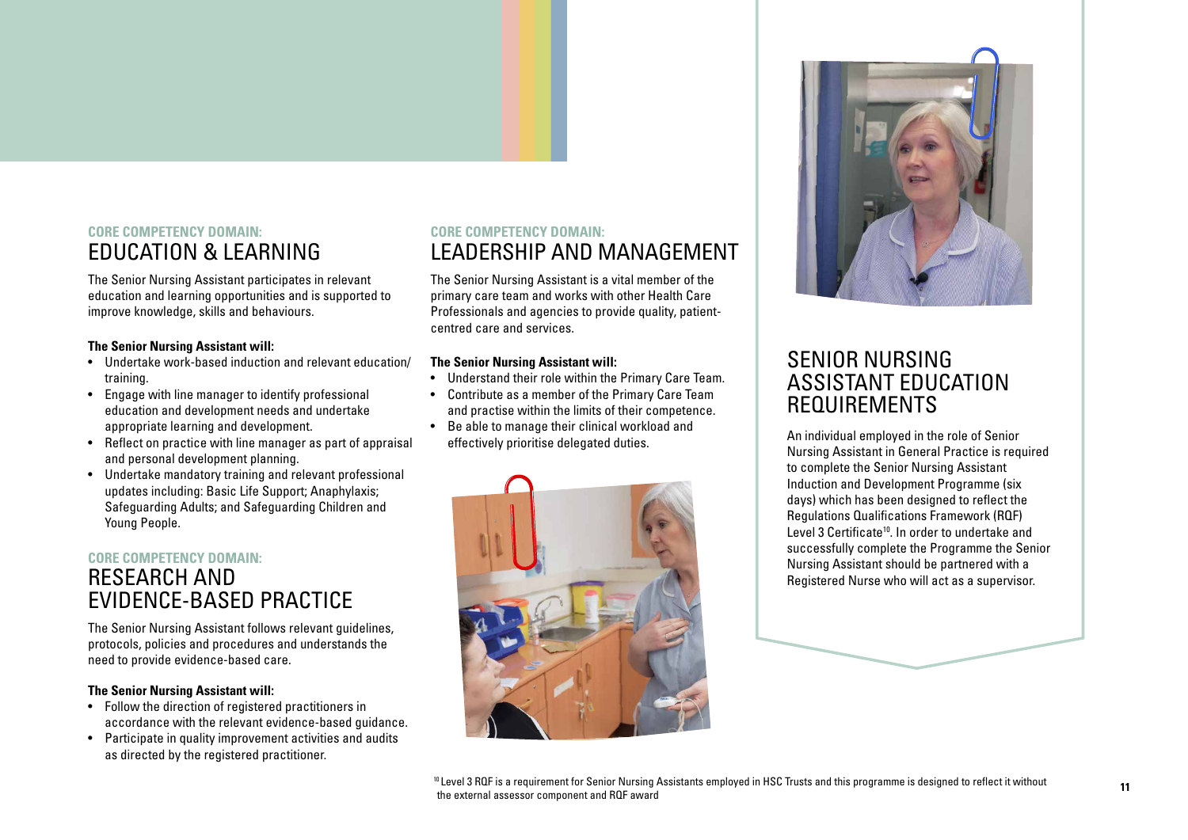CORE COMPETENCY DOMAIN:

## EDUCATION & LEARNING

The Senior Nursing Assistant participates in relevant education and learning opportunities and is supported to improve knowledge, skills and behaviours.

**The Senior Nursing Assistant will:**

- Undertake work-based induction and relevant education/ training.
- Engage with line manager to identify professional education and development needs and undertake appropriate learning and development.
- Reflect on practice with line manager as part of appraisal and personal development planning.
- Undertake mandatory training and relevant professional updates including: Basic Life Support; Anaphylaxis; Safeguarding Adults; and Safeguarding Children and Young People.

CORE COMPETENCY DOMAIN:

## RESEARCH AND EVIDENCE-BASED PRACTICE

The Senior Nursing Assistant follows relevant guidelines, protocols, policies and procedures and understands the need to provide evidence-based care.

**The Senior Nursing Assistant will:**

- Follow the direction of registered practitioners in accordance with the relevant evidence-based guidance.
- Participate in quality improvement activities and audits as directed by the registered practitioner.

CORE COMPETENCY DOMAIN:

## LEADERSHIP AND MANAGEMENT

The Senior Nursing Assistant is a vital member of the primary care team and works with other Health Care Professionals and agencies to provide quality, patient-centred care and services.

**The Senior Nursing Assistant will:**

- Understand their role within the Primary Care Team.
- Contribute as a member of the Primary Care Team and practise within the limits of their competence.
- Be able to manage their clinical workload and effectively prioritise delegated duties.

## SENIOR NURSING ASSISTANT EDUCATION REQUIREMENTS

An individual employed in the role of Senior Nursing Assistant in General Practice is required to complete the Senior Nursing Assistant Induction and Development Programme (six days) which has been designed to reflect the Regulations Qualifications Framework (RQF) Level 3 Certificate[10]. In order to undertake and successfully complete the Programme the Senior Nursing Assistant should be partnered with a Registered Nurse who will act as a supervisor.

[10] Level 3 RQF is a requirement for Senior Nursing Assistants employed in HSC Trusts and this programme is designed to reflect it without the external assessor component and RQF award